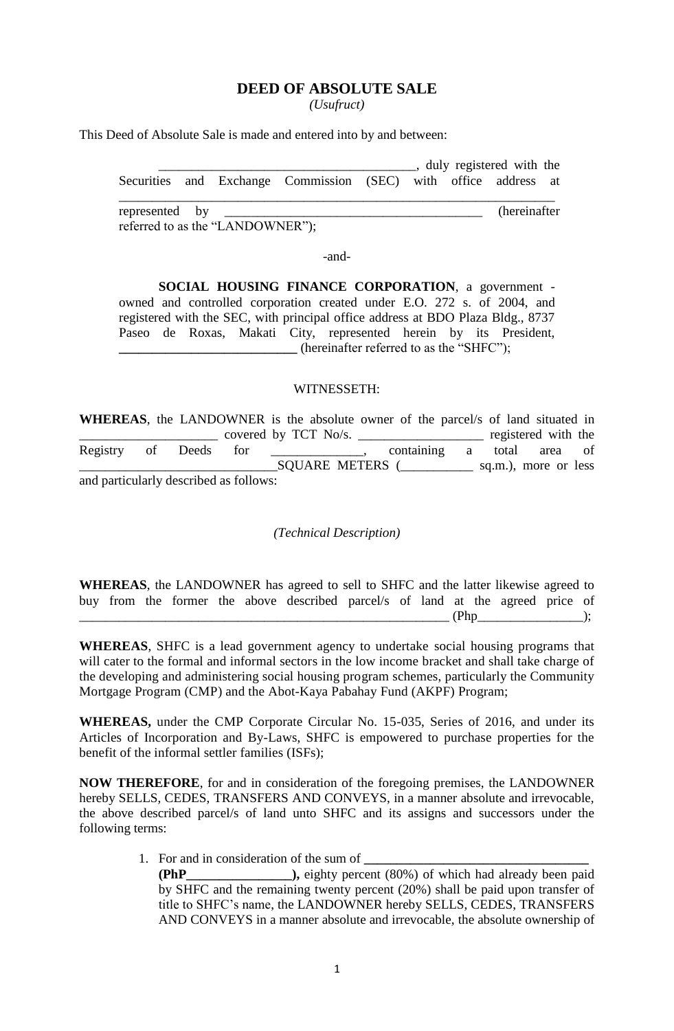# DEED OF ABSOLUTE SALE

*(Usufruct)*

This Deed of Absolute Sale is made and entered into by and between:

> ______________________________________, duly registered with the Securities and Exchange Commission (SEC) with office address at _________________________________________________________________ represented by ______________________________________ (hereinafter referred to as the "LANDOWNER");

-and-

> **SOCIAL HOUSING FINANCE CORPORATION**, a government - owned and controlled corporation created under E.O. 272 s. of 2004, and registered with the SEC, with principal office address at BDO Plaza Bldg., 8737 Paseo de Roxas, Makati City, represented herein by its President, **___________________________** (hereinafter referred to as the "SHFC");

WITNESSETH:

**WHEREAS**, the LANDOWNER is the absolute owner of the parcel/s of land situated in _____________________ covered by TCT No/s. ___________________ registered with the Registry of Deeds for ______________, containing a total area of ______________________________SQUARE METERS (___________ sq.m.), more or less and particularly described as follows:

*(Technical Description)*

**WHEREAS**, the LANDOWNER has agreed to sell to SHFC and the latter likewise agreed to buy from the former the above described parcel/s of land at the agreed price of __________________________________________________________ (Php________________);

**WHEREAS**, SHFC is a lead government agency to undertake social housing programs that will cater to the formal and informal sectors in the low income bracket and shall take charge of the developing and administering social housing program schemes, particularly the Community Mortgage Program (CMP) and the Abot-Kaya Pabahay Fund (AKPF) Program;

**WHEREAS,** under the CMP Corporate Circular No. 15-035, Series of 2016, and under its Articles of Incorporation and By-Laws, SHFC is empowered to purchase properties for the benefit of the informal settler families (ISFs);

**NOW THEREFORE**, for and in consideration of the foregoing premises, the LANDOWNER hereby SELLS, CEDES, TRANSFERS AND CONVEYS, in a manner absolute and irrevocable, the above described parcel/s of land unto SHFC and its assigns and successors under the following terms:

1. For and in consideration of the sum of **__________________________________ (PhP________________),** eighty percent (80%) of which had already been paid by SHFC and the remaining twenty percent (20%) shall be paid upon transfer of title to SHFC's name, the LANDOWNER hereby SELLS, CEDES, TRANSFERS AND CONVEYS in a manner absolute and irrevocable, the absolute ownership of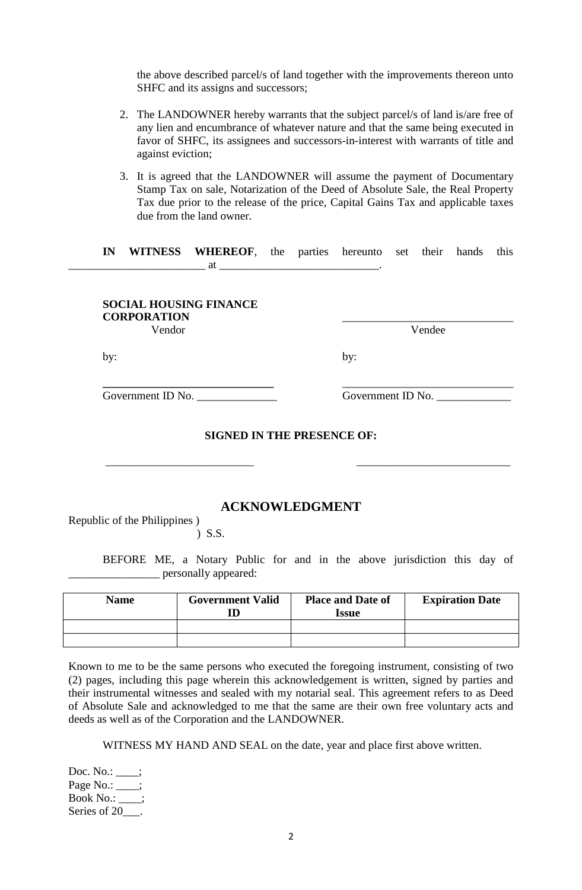the above described parcel/s of land together with the improvements thereon unto SHFC and its assigns and successors;

2. The LANDOWNER hereby warrants that the subject parcel/s of land is/are free of any lien and encumbrance of whatever nature and that the same being executed in favor of SHFC, its assignees and successors-in-interest with warrants of title and against eviction;

3. It is agreed that the LANDOWNER will assume the payment of Documentary Stamp Tax on sale, Notarization of the Deed of Absolute Sale, the Real Property Tax due prior to the release of the price, Capital Gains Tax and applicable taxes due from the land owner.

**IN WITNESS WHEREOF**, the parties hereunto set their hands this ________________________ at ____________________________.

**SOCIAL HOUSING FINANCE CORPORATION**
Vendor

______________________________
Vendee

by:

______________________________
Government ID No. ______________

by:

______________________________
Government ID No. _____________

**SIGNED IN THE PRESENCE OF:**

__________________________ ___________________________

## ACKNOWLEDGMENT

Republic of the Philippines )
) S.S.

BEFORE ME, a Notary Public for and in the above jurisdiction this day of ________________ personally appeared:

| Name | Government Valid ID | Place and Date of Issue | Expiration Date |
|---|---|---|---|
| | | | |
| | | | |

Known to me to be the same persons who executed the foregoing instrument, consisting of two (2) pages, including this page wherein this acknowledgement is written, signed by parties and their instrumental witnesses and sealed with my notarial seal. This agreement refers to as Deed of Absolute Sale and acknowledged to me that the same are their own free voluntary acts and deeds as well as of the Corporation and the LANDOWNER.

WITNESS MY HAND AND SEAL on the date, year and place first above written.

Doc. No.: ____;
Page No.: ____;
Book No.: ____;
Series of 20___.